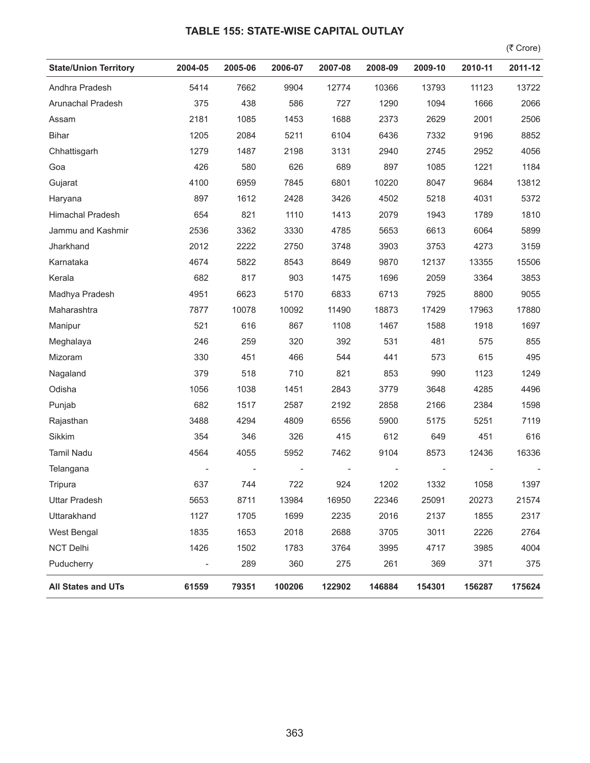## TABLE 155: STATE-WISE CAPITAL OUTLAY

(₹ Crore)

| State/Union Territory | 2004-05 | 2005-06 | 2006-07 | 2007-08 | 2008-09 | 2009-10 | 2010-11 | 2011-12 |
|---|---|---|---|---|---|---|---|---|
| Andhra Pradesh | 5414 | 7662 | 9904 | 12774 | 10366 | 13793 | 11123 | 13722 |
| Arunachal Pradesh | 375 | 438 | 586 | 727 | 1290 | 1094 | 1666 | 2066 |
| Assam | 2181 | 1085 | 1453 | 1688 | 2373 | 2629 | 2001 | 2506 |
| Bihar | 1205 | 2084 | 5211 | 6104 | 6436 | 7332 | 9196 | 8852 |
| Chhattisgarh | 1279 | 1487 | 2198 | 3131 | 2940 | 2745 | 2952 | 4056 |
| Goa | 426 | 580 | 626 | 689 | 897 | 1085 | 1221 | 1184 |
| Gujarat | 4100 | 6959 | 7845 | 6801 | 10220 | 8047 | 9684 | 13812 |
| Haryana | 897 | 1612 | 2428 | 3426 | 4502 | 5218 | 4031 | 5372 |
| Himachal Pradesh | 654 | 821 | 1110 | 1413 | 2079 | 1943 | 1789 | 1810 |
| Jammu and Kashmir | 2536 | 3362 | 3330 | 4785 | 5653 | 6613 | 6064 | 5899 |
| Jharkhand | 2012 | 2222 | 2750 | 3748 | 3903 | 3753 | 4273 | 3159 |
| Karnataka | 4674 | 5822 | 8543 | 8649 | 9870 | 12137 | 13355 | 15506 |
| Kerala | 682 | 817 | 903 | 1475 | 1696 | 2059 | 3364 | 3853 |
| Madhya Pradesh | 4951 | 6623 | 5170 | 6833 | 6713 | 7925 | 8800 | 9055 |
| Maharashtra | 7877 | 10078 | 10092 | 11490 | 18873 | 17429 | 17963 | 17880 |
| Manipur | 521 | 616 | 867 | 1108 | 1467 | 1588 | 1918 | 1697 |
| Meghalaya | 246 | 259 | 320 | 392 | 531 | 481 | 575 | 855 |
| Mizoram | 330 | 451 | 466 | 544 | 441 | 573 | 615 | 495 |
| Nagaland | 379 | 518 | 710 | 821 | 853 | 990 | 1123 | 1249 |
| Odisha | 1056 | 1038 | 1451 | 2843 | 3779 | 3648 | 4285 | 4496 |
| Punjab | 682 | 1517 | 2587 | 2192 | 2858 | 2166 | 2384 | 1598 |
| Rajasthan | 3488 | 4294 | 4809 | 6556 | 5900 | 5175 | 5251 | 7119 |
| Sikkim | 354 | 346 | 326 | 415 | 612 | 649 | 451 | 616 |
| Tamil Nadu | 4564 | 4055 | 5952 | 7462 | 9104 | 8573 | 12436 | 16336 |
| Telangana | - | - | - | - | - | - | - | - |
| Tripura | 637 | 744 | 722 | 924 | 1202 | 1332 | 1058 | 1397 |
| Uttar Pradesh | 5653 | 8711 | 13984 | 16950 | 22346 | 25091 | 20273 | 21574 |
| Uttarakhand | 1127 | 1705 | 1699 | 2235 | 2016 | 2137 | 1855 | 2317 |
| West Bengal | 1835 | 1653 | 2018 | 2688 | 3705 | 3011 | 2226 | 2764 |
| NCT Delhi | 1426 | 1502 | 1783 | 3764 | 3995 | 4717 | 3985 | 4004 |
| Puducherry | - | 289 | 360 | 275 | 261 | 369 | 371 | 375 |
| **All States and UTs** | **61559** | **79351** | **100206** | **122902** | **146884** | **154301** | **156287** | **175624** |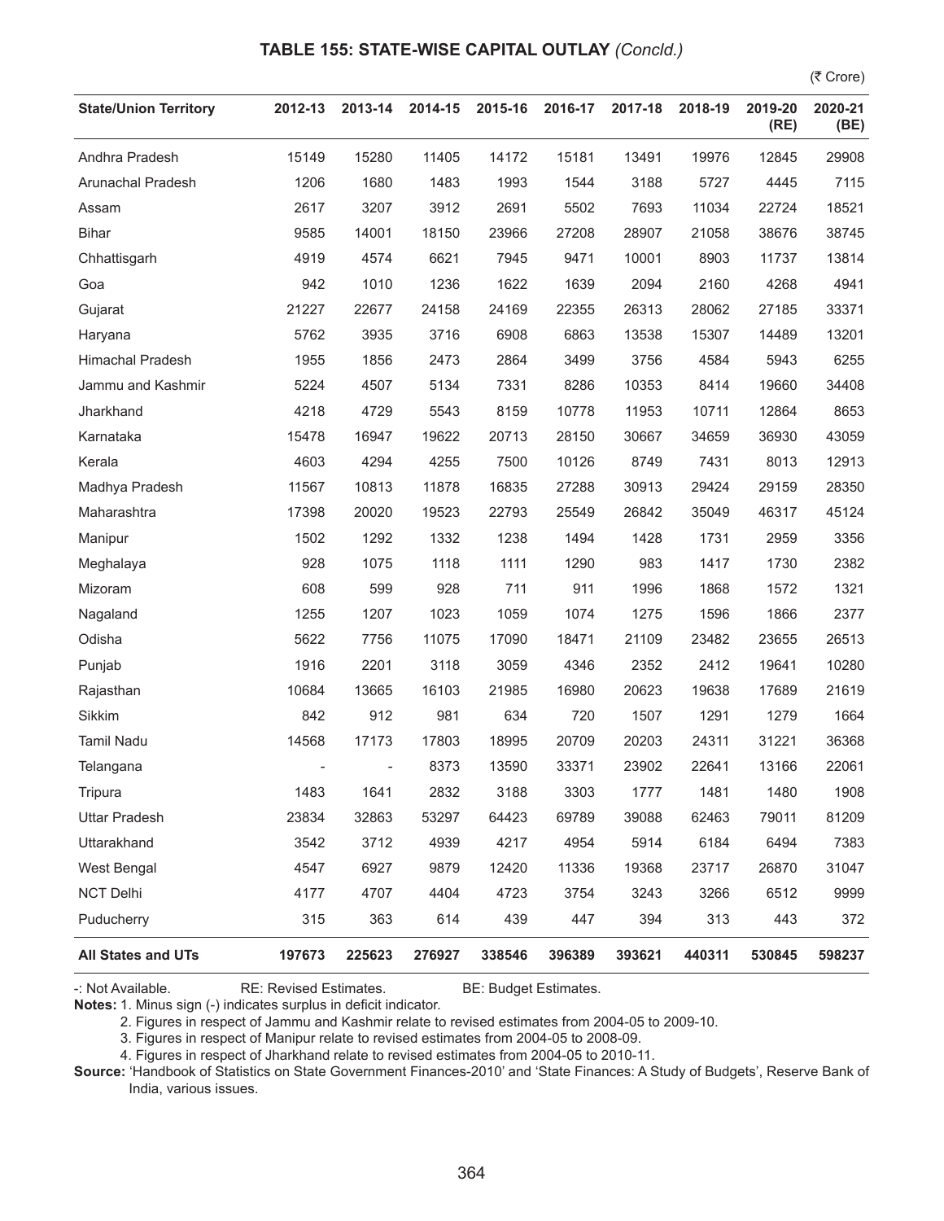## TABLE 155: STATE-WISE CAPITAL OUTLAY *(Concld.)*

(₹ Crore)

| State/Union Territory | 2012-13 | 2013-14 | 2014-15 | 2015-16 | 2016-17 | 2017-18 | 2018-19 | 2019-20 (RE) | 2020-21 (BE) |
|---|---|---|---|---|---|---|---|---|---|
| Andhra Pradesh | 15149 | 15280 | 11405 | 14172 | 15181 | 13491 | 19976 | 12845 | 29908 |
| Arunachal Pradesh | 1206 | 1680 | 1483 | 1993 | 1544 | 3188 | 5727 | 4445 | 7115 |
| Assam | 2617 | 3207 | 3912 | 2691 | 5502 | 7693 | 11034 | 22724 | 18521 |
| Bihar | 9585 | 14001 | 18150 | 23966 | 27208 | 28907 | 21058 | 38676 | 38745 |
| Chhattisgarh | 4919 | 4574 | 6621 | 7945 | 9471 | 10001 | 8903 | 11737 | 13814 |
| Goa | 942 | 1010 | 1236 | 1622 | 1639 | 2094 | 2160 | 4268 | 4941 |
| Gujarat | 21227 | 22677 | 24158 | 24169 | 22355 | 26313 | 28062 | 27185 | 33371 |
| Haryana | 5762 | 3935 | 3716 | 6908 | 6863 | 13538 | 15307 | 14489 | 13201 |
| Himachal Pradesh | 1955 | 1856 | 2473 | 2864 | 3499 | 3756 | 4584 | 5943 | 6255 |
| Jammu and Kashmir | 5224 | 4507 | 5134 | 7331 | 8286 | 10353 | 8414 | 19660 | 34408 |
| Jharkhand | 4218 | 4729 | 5543 | 8159 | 10778 | 11953 | 10711 | 12864 | 8653 |
| Karnataka | 15478 | 16947 | 19622 | 20713 | 28150 | 30667 | 34659 | 36930 | 43059 |
| Kerala | 4603 | 4294 | 4255 | 7500 | 10126 | 8749 | 7431 | 8013 | 12913 |
| Madhya Pradesh | 11567 | 10813 | 11878 | 16835 | 27288 | 30913 | 29424 | 29159 | 28350 |
| Maharashtra | 17398 | 20020 | 19523 | 22793 | 25549 | 26842 | 35049 | 46317 | 45124 |
| Manipur | 1502 | 1292 | 1332 | 1238 | 1494 | 1428 | 1731 | 2959 | 3356 |
| Meghalaya | 928 | 1075 | 1118 | 1111 | 1290 | 983 | 1417 | 1730 | 2382 |
| Mizoram | 608 | 599 | 928 | 711 | 911 | 1996 | 1868 | 1572 | 1321 |
| Nagaland | 1255 | 1207 | 1023 | 1059 | 1074 | 1275 | 1596 | 1866 | 2377 |
| Odisha | 5622 | 7756 | 11075 | 17090 | 18471 | 21109 | 23482 | 23655 | 26513 |
| Punjab | 1916 | 2201 | 3118 | 3059 | 4346 | 2352 | 2412 | 19641 | 10280 |
| Rajasthan | 10684 | 13665 | 16103 | 21985 | 16980 | 20623 | 19638 | 17689 | 21619 |
| Sikkim | 842 | 912 | 981 | 634 | 720 | 1507 | 1291 | 1279 | 1664 |
| Tamil Nadu | 14568 | 17173 | 17803 | 18995 | 20709 | 20203 | 24311 | 31221 | 36368 |
| Telangana | - | - | 8373 | 13590 | 33371 | 23902 | 22641 | 13166 | 22061 |
| Tripura | 1483 | 1641 | 2832 | 3188 | 3303 | 1777 | 1481 | 1480 | 1908 |
| Uttar Pradesh | 23834 | 32863 | 53297 | 64423 | 69789 | 39088 | 62463 | 79011 | 81209 |
| Uttarakhand | 3542 | 3712 | 4939 | 4217 | 4954 | 5914 | 6184 | 6494 | 7383 |
| West Bengal | 4547 | 6927 | 9879 | 12420 | 11336 | 19368 | 23717 | 26870 | 31047 |
| NCT Delhi | 4177 | 4707 | 4404 | 4723 | 3754 | 3243 | 3266 | 6512 | 9999 |
| Puducherry | 315 | 363 | 614 | 439 | 447 | 394 | 313 | 443 | 372 |
| **All States and UTs** | **197673** | **225623** | **276927** | **338546** | **396389** | **393621** | **440311** | **530845** | **598237** |

-: Not Available. RE: Revised Estimates. BE: Budget Estimates.

**Notes:** 1. Minus sign (-) indicates surplus in deficit indicator.

2. Figures in respect of Jammu and Kashmir relate to revised estimates from 2004-05 to 2009-10.

3. Figures in respect of Manipur relate to revised estimates from 2004-05 to 2008-09.

4. Figures in respect of Jharkhand relate to revised estimates from 2004-05 to 2010-11.

**Source:** 'Handbook of Statistics on State Government Finances-2010' and 'State Finances: A Study of Budgets', Reserve Bank of India, various issues.